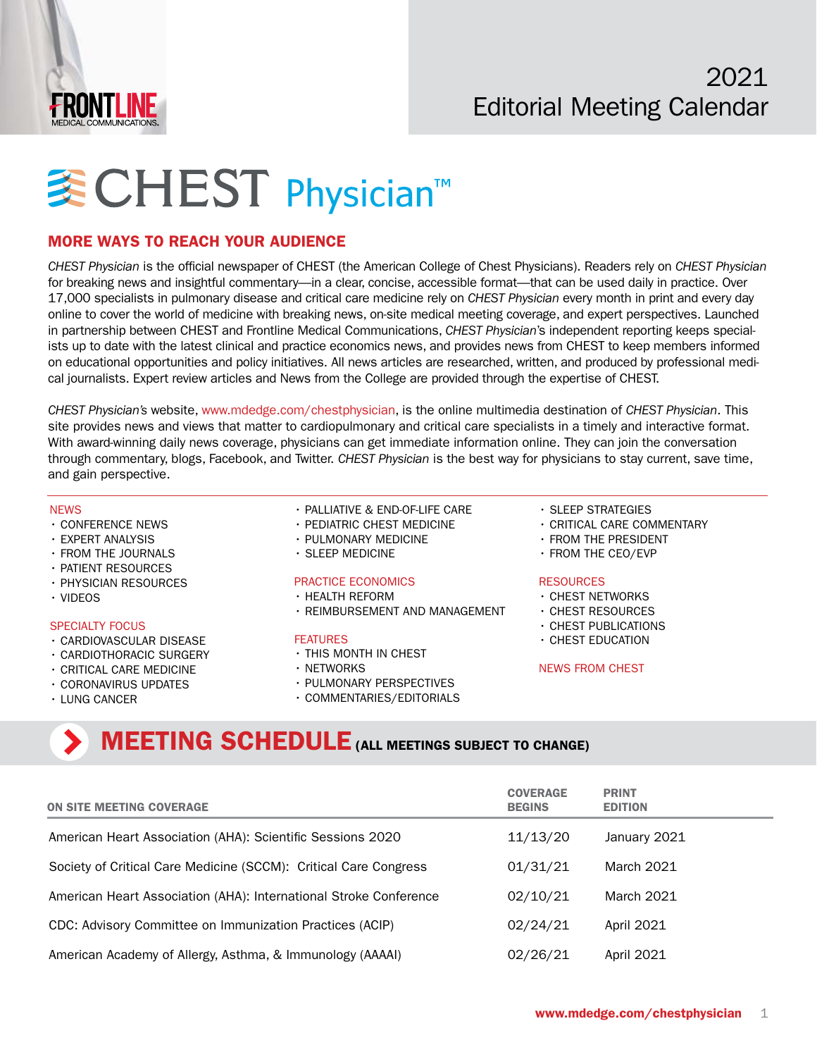# 2021 Editorial Meeting Calendar

# CHEST Physician™

## MORE WAYS TO REACH YOUR AUDIENCE

*CHEST Physician* is the official newspaper of CHEST (the American College of Chest Physicians). Readers rely on *CHEST Physician* for breaking news and insightful commentary—in a clear, concise, accessible format—that can be used daily in practice. Over 17,000 specialists in pulmonary disease and critical care medicine rely on *CHEST Physician* every month in print and every day online to cover the world of medicine with breaking news, on-site medical meeting coverage, and expert perspectives. Launched in partnership between CHEST and Frontline Medical Communications, *CHEST Physician*'s independent reporting keeps specialists up to date with the latest clinical and practice economics news, and provides news from CHEST to keep members informed on educational opportunities and policy initiatives. All news articles are researched, written, and produced by professional medical journalists. Expert review articles and News from the College are provided through the expertise of CHEST.

*CHEST Physician's* website, www.mdedge.com/chestphysician, is the online multimedia destination of *CHEST Physician*. This site provides news and views that matter to cardiopulmonary and critical care specialists in a timely and interactive format. With award-winning daily news coverage, physicians can get immediate information online. They can join the conversation through commentary, blogs, Facebook, and Twitter. *CHEST Physician* is the best way for physicians to stay current, save time, and gain perspective.

NEWS
- CONFERENCE NEWS
- EXPERT ANALYSIS
- FROM THE JOURNALS
- PATIENT RESOURCES
- PHYSICIAN RESOURCES
- VIDEOS

SPECIALTY FOCUS
- CARDIOVASCULAR DISEASE
- CARDIOTHORACIC SURGERY
- CRITICAL CARE MEDICINE
- CORONAVIRUS UPDATES
- LUNG CANCER
- PALLIATIVE & END-OF-LIFE CARE
- PEDIATRIC CHEST MEDICINE
- PULMONARY MEDICINE
- SLEEP MEDICINE

PRACTICE ECONOMICS
- HEALTH REFORM
- REIMBURSEMENT AND MANAGEMENT

FEATURES
- THIS MONTH IN CHEST
- NETWORKS
- PULMONARY PERSPECTIVES
- COMMENTARIES/EDITORIALS
- SLEEP STRATEGIES
- CRITICAL CARE COMMENTARY
- FROM THE PRESIDENT
- FROM THE CEO/EVP

RESOURCES
- CHEST NETWORKS
- CHEST RESOURCES
- CHEST PUBLICATIONS
- CHEST EDUCATION

NEWS FROM CHEST

## MEETING SCHEDULE (ALL MEETINGS SUBJECT TO CHANGE)

| ON SITE MEETING COVERAGE | COVERAGE BEGINS | PRINT EDITION |
|---|---|---|
| American Heart Association (AHA): Scientific Sessions 2020 | 11/13/20 | January 2021 |
| Society of Critical Care Medicine (SCCM): Critical Care Congress | 01/31/21 | March 2021 |
| American Heart Association (AHA): International Stroke Conference | 02/10/21 | March 2021 |
| CDC: Advisory Committee on Immunization Practices (ACIP) | 02/24/21 | April 2021 |
| American Academy of Allergy, Asthma, & Immunology (AAAAI) | 02/26/21 | April 2021 |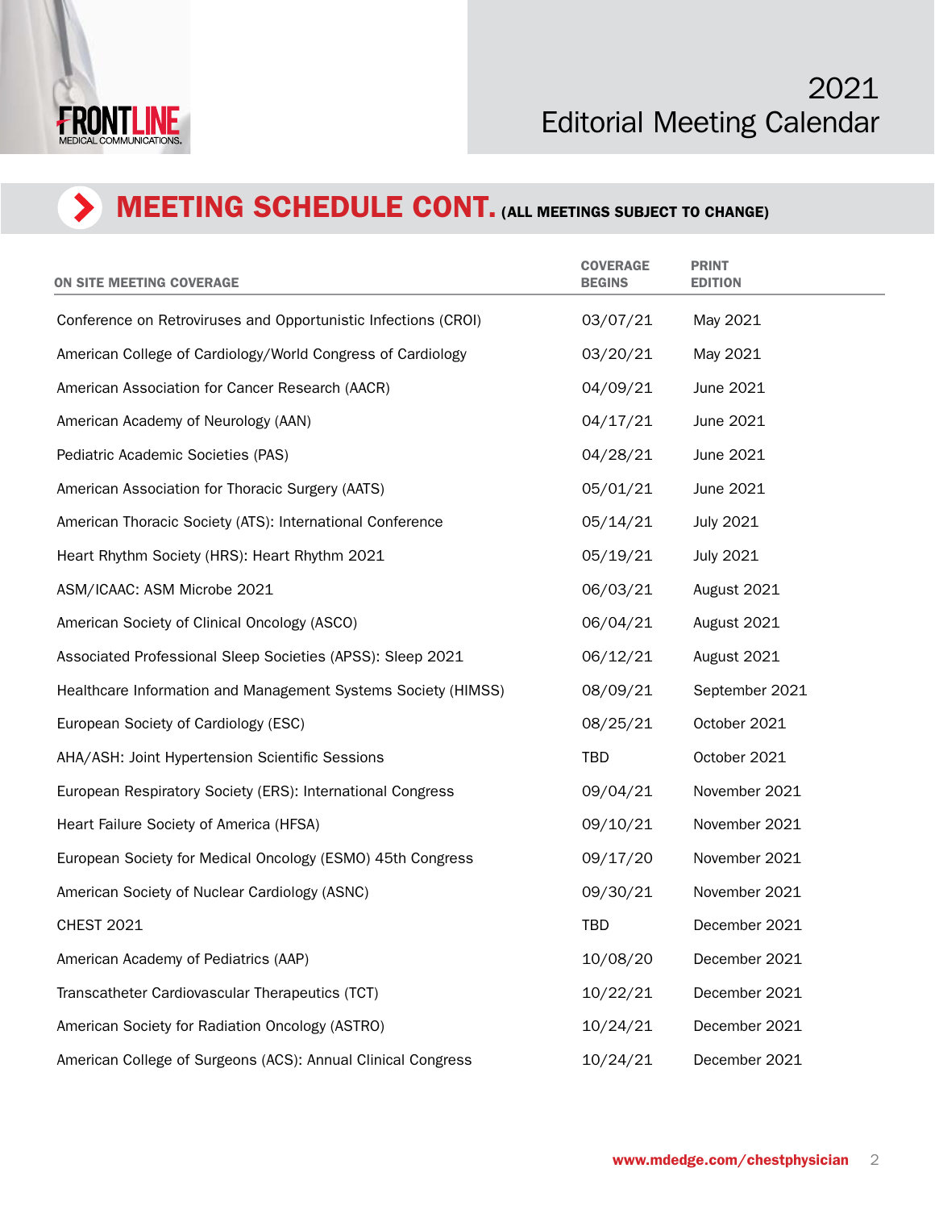FRONTLINE MEDICAL COMMUNICATIONS.

# 2021 Editorial Meeting Calendar

## MEETING SCHEDULE CONT. (ALL MEETINGS SUBJECT TO CHANGE)

| ON SITE MEETING COVERAGE | COVERAGE BEGINS | PRINT EDITION |
|---|---|---|
| Conference on Retroviruses and Opportunistic Infections (CROI) | 03/07/21 | May 2021 |
| American College of Cardiology/World Congress of Cardiology | 03/20/21 | May 2021 |
| American Association for Cancer Research (AACR) | 04/09/21 | June 2021 |
| American Academy of Neurology (AAN) | 04/17/21 | June 2021 |
| Pediatric Academic Societies (PAS) | 04/28/21 | June 2021 |
| American Association for Thoracic Surgery (AATS) | 05/01/21 | June 2021 |
| American Thoracic Society (ATS): International Conference | 05/14/21 | July 2021 |
| Heart Rhythm Society (HRS): Heart Rhythm 2021 | 05/19/21 | July 2021 |
| ASM/ICAAC: ASM Microbe 2021 | 06/03/21 | August 2021 |
| American Society of Clinical Oncology (ASCO) | 06/04/21 | August 2021 |
| Associated Professional Sleep Societies (APSS): Sleep 2021 | 06/12/21 | August 2021 |
| Healthcare Information and Management Systems Society (HIMSS) | 08/09/21 | September 2021 |
| European Society of Cardiology (ESC) | 08/25/21 | October 2021 |
| AHA/ASH: Joint Hypertension Scientific Sessions | TBD | October 2021 |
| European Respiratory Society (ERS): International Congress | 09/04/21 | November 2021 |
| Heart Failure Society of America (HFSA) | 09/10/21 | November 2021 |
| European Society for Medical Oncology (ESMO) 45th Congress | 09/17/20 | November 2021 |
| American Society of Nuclear Cardiology (ASNC) | 09/30/21 | November 2021 |
| CHEST 2021 | TBD | December 2021 |
| American Academy of Pediatrics (AAP) | 10/08/20 | December 2021 |
| Transcatheter Cardiovascular Therapeutics (TCT) | 10/22/21 | December 2021 |
| American Society for Radiation Oncology (ASTRO) | 10/24/21 | December 2021 |
| American College of Surgeons (ACS): Annual Clinical Congress | 10/24/21 | December 2021 |

www.mdedge.com/chestphysician